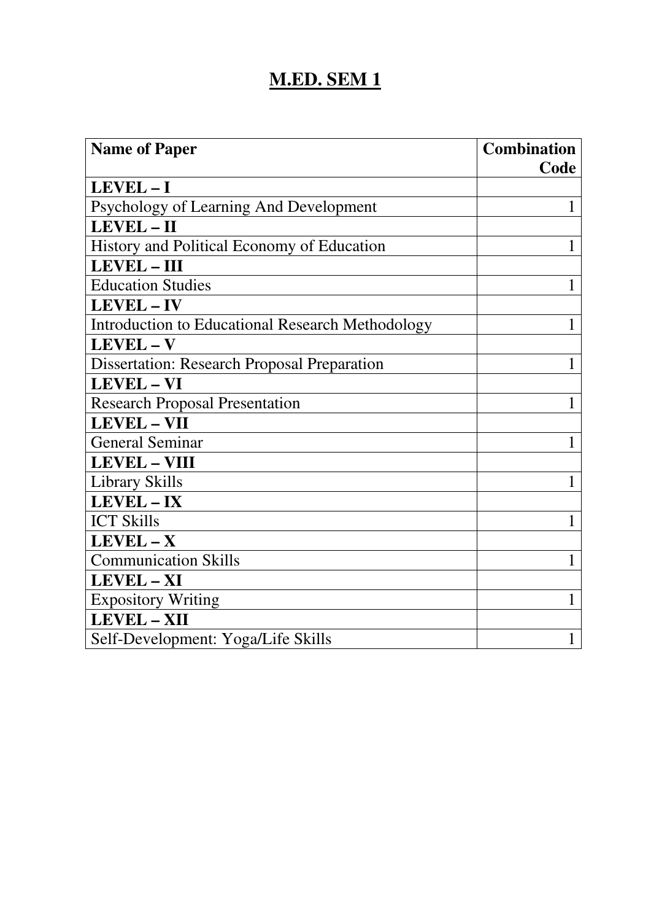# M.ED. SEM 1

| Name of Paper | Combination Code |
|---|---|
| **LEVEL – I** | |
| Psychology of Learning And Development | 1 |
| **LEVEL – II** | |
| History and Political Economy of Education | 1 |
| **LEVEL – III** | |
| Education Studies | 1 |
| **LEVEL – IV** | |
| Introduction to Educational Research Methodology | 1 |
| **LEVEL – V** | |
| Dissertation: Research Proposal Preparation | 1 |
| **LEVEL – VI** | |
| Research Proposal Presentation | 1 |
| **LEVEL – VII** | |
| General Seminar | 1 |
| **LEVEL – VIII** | |
| Library Skills | 1 |
| **LEVEL – IX** | |
| ICT Skills | 1 |
| **LEVEL – X** | |
| Communication Skills | 1 |
| **LEVEL – XI** | |
| Expository Writing | 1 |
| **LEVEL – XII** | |
| Self-Development: Yoga/Life Skills | 1 |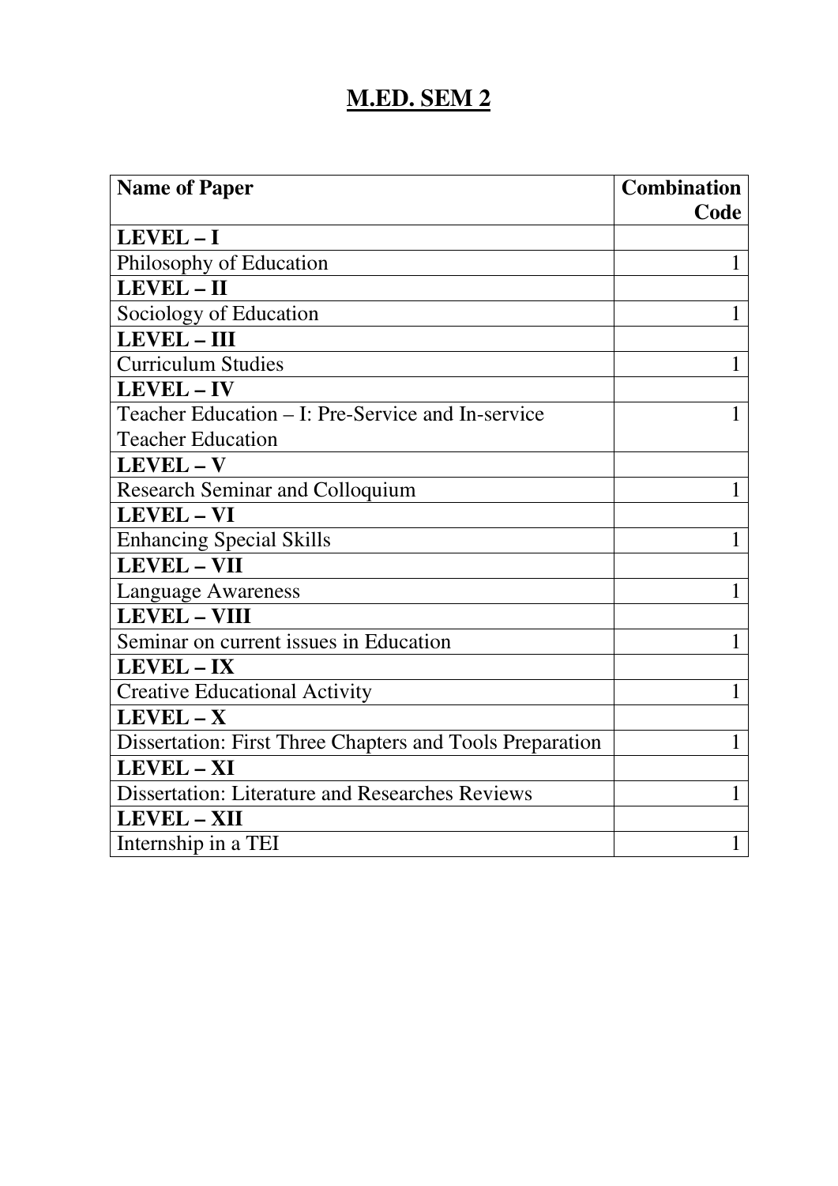# M.ED. SEM 2

| Name of Paper | Combination Code |
|---|---|
| **LEVEL – I** | |
| Philosophy of Education | 1 |
| **LEVEL – II** | |
| Sociology of Education | 1 |
| **LEVEL – III** | |
| Curriculum Studies | 1 |
| **LEVEL – IV** | |
| Teacher Education – I: Pre-Service and In-service Teacher Education | 1 |
| **LEVEL – V** | |
| Research Seminar and Colloquium | 1 |
| **LEVEL – VI** | |
| Enhancing Special Skills | 1 |
| **LEVEL – VII** | |
| Language Awareness | 1 |
| **LEVEL – VIII** | |
| Seminar on current issues in Education | 1 |
| **LEVEL – IX** | |
| Creative Educational Activity | 1 |
| **LEVEL – X** | |
| Dissertation: First Three Chapters and Tools Preparation | 1 |
| **LEVEL – XI** | |
| Dissertation: Literature and Researches Reviews | 1 |
| **LEVEL – XII** | |
| Internship in a TEI | 1 |